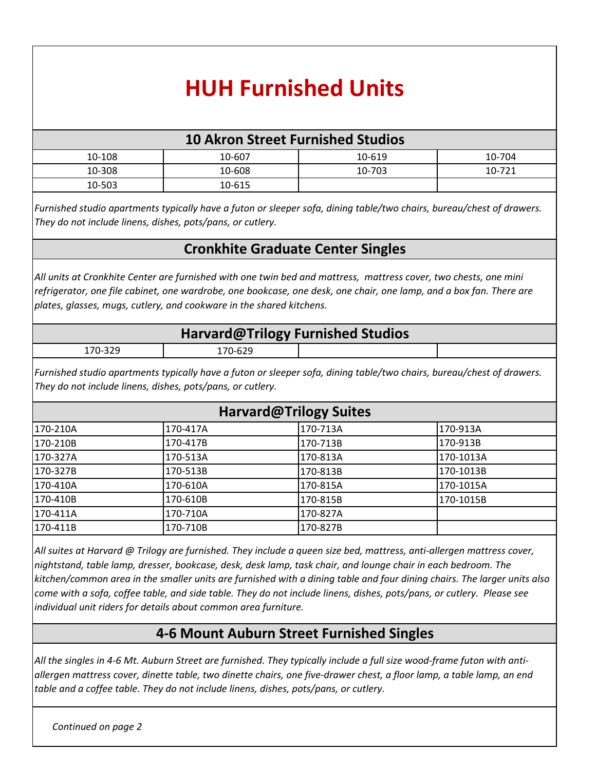# HUH Furnished Units

## 10 Akron Street Furnished Studios

| | | | |
|---|---|---|---|
| 10-108 | 10-607 | 10-619 | 10-704 |
| 10-308 | 10-608 | 10-703 | 10-721 |
| 10-503 | 10-615 | | |

*Furnished studio apartments typically have a futon or sleeper sofa, dining table/two chairs, bureau/chest of drawers. They do not include linens, dishes, pots/pans, or cutlery.*

## Cronkhite Graduate Center Singles

*All units at Cronkhite Center are furnished with one twin bed and mattress, mattress cover, two chests, one mini refrigerator, one file cabinet, one wardrobe, one bookcase, one desk, one chair, one lamp, and a box fan. There are plates, glasses, mugs, cutlery, and cookware in the shared kitchens.*

## Harvard@Trilogy Furnished Studios

| | | | |
|---|---|---|---|
| 170-329 | 170-629 | | |

*Furnished studio apartments typically have a futon or sleeper sofa, dining table/two chairs, bureau/chest of drawers. They do not include linens, dishes, pots/pans, or cutlery.*

## Harvard@Trilogy Suites

| | | | |
|---|---|---|---|
| 170-210A | 170-417A | 170-713A | 170-913A |
| 170-210B | 170-417B | 170-713B | 170-913B |
| 170-327A | 170-513A | 170-813A | 170-1013A |
| 170-327B | 170-513B | 170-813B | 170-1013B |
| 170-410A | 170-610A | 170-815A | 170-1015A |
| 170-410B | 170-610B | 170-815B | 170-1015B |
| 170-411A | 170-710A | 170-827A | |
| 170-411B | 170-710B | 170-827B | |

*All suites at Harvard @ Trilogy are furnished. They include a queen size bed, mattress, anti-allergen mattress cover, nightstand, table lamp, dresser, bookcase, desk, desk lamp, task chair, and lounge chair in each bedroom. The kitchen/common area in the smaller units are furnished with a dining table and four dining chairs. The larger units also come with a sofa, coffee table, and side table. They do not include linens, dishes, pots/pans, or cutlery. Please see individual unit riders for details about common area furniture.*

## 4-6 Mount Auburn Street Furnished Singles

*All the singles in 4-6 Mt. Auburn Street are furnished. They typically include a full size wood-frame futon with anti-allergen mattress cover, dinette table, two dinette chairs, one five-drawer chest, a floor lamp, a table lamp, an end table and a coffee table. They do not include linens, dishes, pots/pans, or cutlery.*

*Continued on page 2*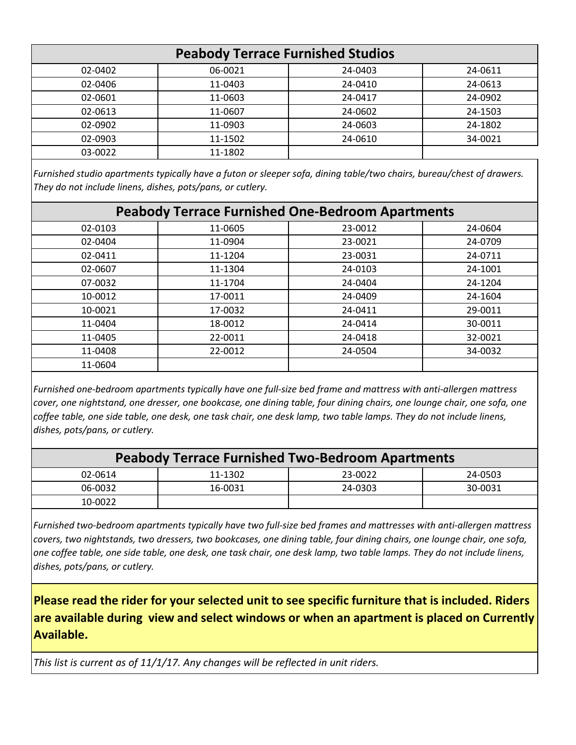## Peabody Terrace Furnished Studios

| | | | |
|---|---|---|---|
| 02-0402 | 06-0021 | 24-0403 | 24-0611 |
| 02-0406 | 11-0403 | 24-0410 | 24-0613 |
| 02-0601 | 11-0603 | 24-0417 | 24-0902 |
| 02-0613 | 11-0607 | 24-0602 | 24-1503 |
| 02-0902 | 11-0903 | 24-0603 | 24-1802 |
| 02-0903 | 11-1502 | 24-0610 | 34-0021 |
| 03-0022 | 11-1802 | | |

*Furnished studio apartments typically have a futon or sleeper sofa, dining table/two chairs, bureau/chest of drawers. They do not include linens, dishes, pots/pans, or cutlery.*

## Peabody Terrace Furnished One-Bedroom Apartments

| | | | |
|---|---|---|---|
| 02-0103 | 11-0605 | 23-0012 | 24-0604 |
| 02-0404 | 11-0904 | 23-0021 | 24-0709 |
| 02-0411 | 11-1204 | 23-0031 | 24-0711 |
| 02-0607 | 11-1304 | 24-0103 | 24-1001 |
| 07-0032 | 11-1704 | 24-0404 | 24-1204 |
| 10-0012 | 17-0011 | 24-0409 | 24-1604 |
| 10-0021 | 17-0032 | 24-0411 | 29-0011 |
| 11-0404 | 18-0012 | 24-0414 | 30-0011 |
| 11-0405 | 22-0011 | 24-0418 | 32-0021 |
| 11-0408 | 22-0012 | 24-0504 | 34-0032 |
| 11-0604 | | | |

*Furnished one-bedroom apartments typically have one full-size bed frame and mattress with anti-allergen mattress cover, one nightstand, one dresser, one bookcase, one dining table, four dining chairs, one lounge chair, one sofa, one coffee table, one side table, one desk, one task chair, one desk lamp, two table lamps. They do not include linens, dishes, pots/pans, or cutlery.*

## Peabody Terrace Furnished Two-Bedroom Apartments

| | | | |
|---|---|---|---|
| 02-0614 | 11-1302 | 23-0022 | 24-0503 |
| 06-0032 | 16-0031 | 24-0303 | 30-0031 |
| 10-0022 | | | |

*Furnished two-bedroom apartments typically have two full-size bed frames and mattresses with anti-allergen mattress covers, two nightstands, two dressers, two bookcases, one dining table, four dining chairs, one lounge chair, one sofa, one coffee table, one side table, one desk, one task chair, one desk lamp, two table lamps. They do not include linens, dishes, pots/pans, or cutlery.*

**Please read the rider for your selected unit to see specific furniture that is included. Riders are available during view and select windows or when an apartment is placed on Currently Available.**

*This list is current as of 11/1/17. Any changes will be reflected in unit riders.*